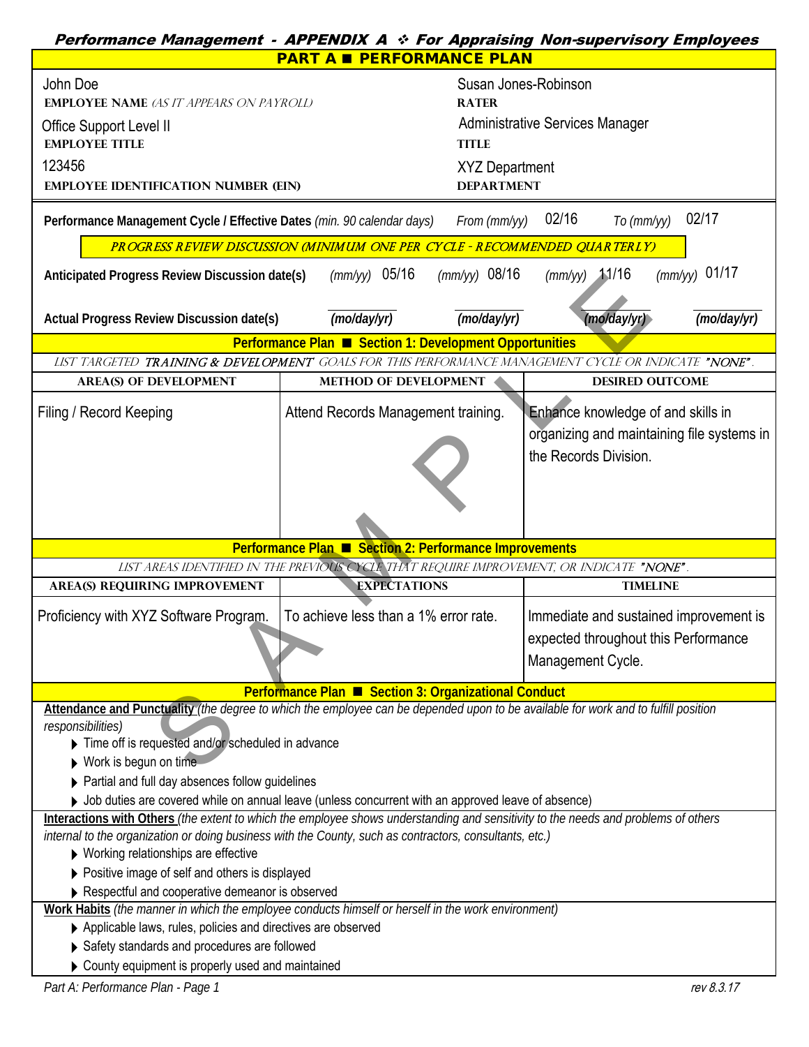# *Performance Management - APPENDIX A ❖ For Appraising Non-supervisory Employees*

## PART A ■ PERFORMANCE PLAN

| | |
|---|---|
| John Doe<br>**EMPLOYEE NAME** *(AS IT APPEARS ON PAYROLL)* | Susan Jones-Robinson<br>**RATER** |
| Office Support Level II<br>**EMPLOYEE TITLE** | Administrative Services Manager<br>**TITLE** |
| 123456<br>**EMPLOYEE IDENTIFICATION NUMBER (EIN)** | XYZ Department<br>**DEPARTMENT** |

**Performance Management Cycle / Effective Dates** *(min. 90 calendar days)* *From (mm/yy)* 02/16 *To (mm/yy)* 02/17

*PROGRESS REVIEW DISCUSSION (MINIMUM ONE PER CYCLE - RECOMMENDED QUARTERLY)*

| | | | | |
|---|---|---|---|---|
| **Anticipated Progress Review Discussion date(s)** | *(mm/yy)* 05/16 | *(mm/yy)* 08/16 | *(mm/yy)* 11/16 | *(mm/yy)* 01/17 |
| **Actual Progress Review Discussion date(s)** | ______ **(mo/day/yr)** | ______ **(mo/day/yr)** | ______ **(mo/day/yr)** | ______ **(mo/day/yr)** |

### Performance Plan ■ Section 1: Development Opportunities

*LIST TARGETED **TRAINING & DEVELOPMENT** GOALS FOR THIS PERFORMANCE MANAGEMENT CYCLE OR INDICATE **"NONE"**.*

| AREA(S) OF DEVELOPMENT | METHOD OF DEVELOPMENT | DESIRED OUTCOME |
|---|---|---|
| Filing / Record Keeping | Attend Records Management training. | Enhance knowledge of and skills in organizing and maintaining file systems in the Records Division. |

### Performance Plan ■ Section 2: Performance Improvements

*LIST AREAS IDENTIFIED IN THE PREVIOUS CYCLE THAT REQUIRE IMPROVEMENT, OR INDICATE **"NONE"**.*

| AREA(S) REQUIRING IMPROVEMENT | EXPECTATIONS | TIMELINE |
|---|---|---|
| Proficiency with XYZ Software Program. | To achieve less than a 1% error rate. | Immediate and sustained improvement is expected throughout this Performance Management Cycle. |

### Performance Plan ■ Section 3: Organizational Conduct

**Attendance and Punctuality** *(the degree to which the employee can be depended upon to be available for work and to fulfill position responsibilities)*

- Time off is requested and/or scheduled in advance
- Work is begun on time
- Partial and full day absences follow guidelines
- Job duties are covered while on annual leave (unless concurrent with an approved leave of absence)

**Interactions with Others** *(the extent to which the employee shows understanding and sensitivity to the needs and problems of others internal to the organization or doing business with the County, such as contractors, consultants, etc.)*

- Working relationships are effective
- Positive image of self and others is displayed
- Respectful and cooperative demeanor is observed

**Work Habits** *(the manner in which the employee conducts himself or herself in the work environment)*

- Applicable laws, rules, policies and directives are observed
- Safety standards and procedures are followed
- County equipment is properly used and maintained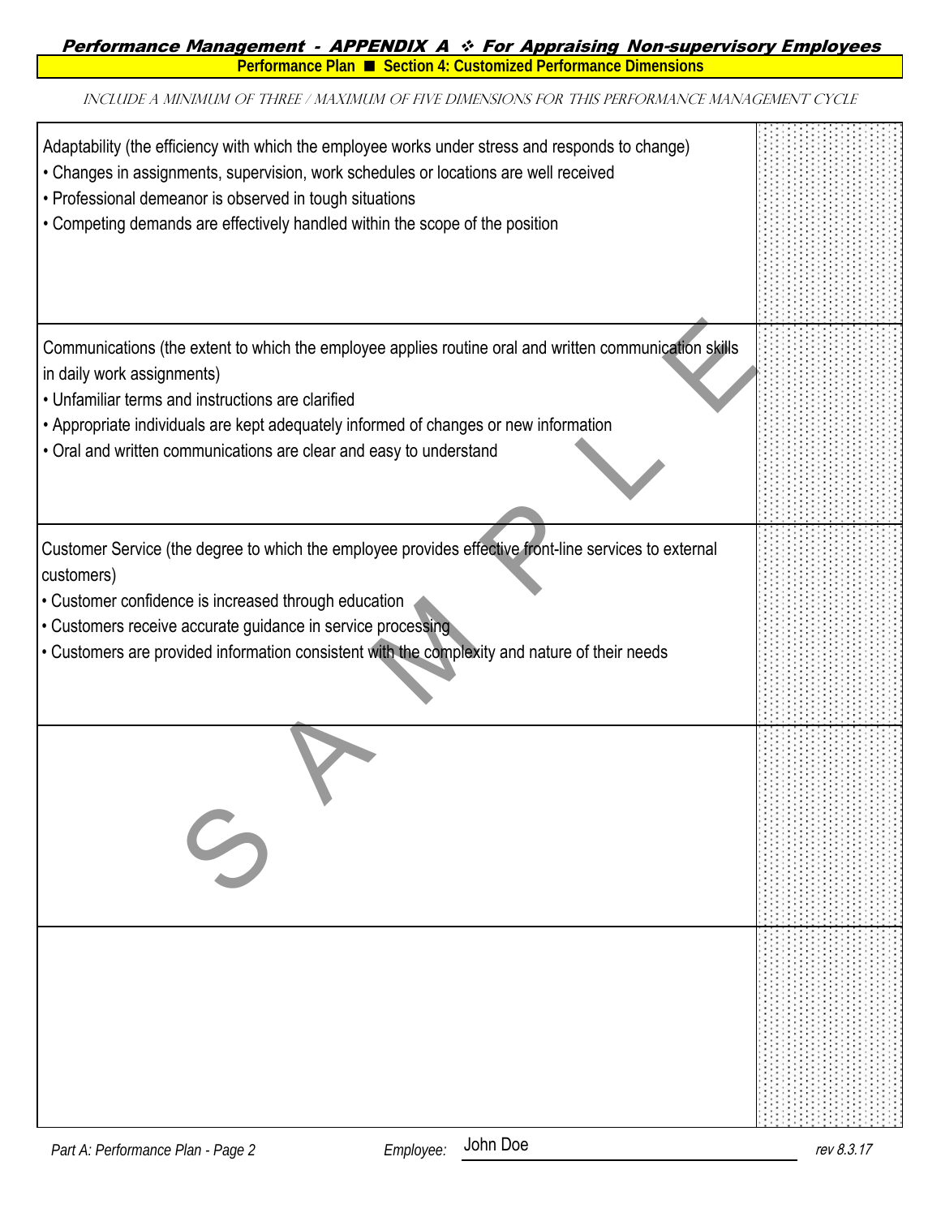## *Performance Management - APPENDIX A ❖ For Appraising Non-supervisory Employees*

**Performance Plan ■ Section 4: Customized Performance Dimensions**

*INCLUDE A MINIMUM OF THREE / MAXIMUM OF FIVE DIMENSIONS FOR THIS PERFORMANCE MANAGEMENT CYCLE*

| | |
|---|---|
| Adaptability (the efficiency with which the employee works under stress and responds to change)<br>• Changes in assignments, supervision, work schedules or locations are well received<br>• Professional demeanor is observed in tough situations<br>• Competing demands are effectively handled within the scope of the position | |
| Communications (the extent to which the employee applies routine oral and written communication skills in daily work assignments)<br>• Unfamiliar terms and instructions are clarified<br>• Appropriate individuals are kept adequately informed of changes or new information<br>• Oral and written communications are clear and easy to understand | |
| Customer Service (the degree to which the employee provides effective front-line services to external customers)<br>• Customer confidence is increased through education<br>• Customers receive accurate guidance in service processing<br>• Customers are provided information consistent with the complexity and nature of their needs | |
| | |
| | |

SAMPLE

*Part A: Performance Plan - Page 2* *Employee:* John Doe *rev 8.3.17*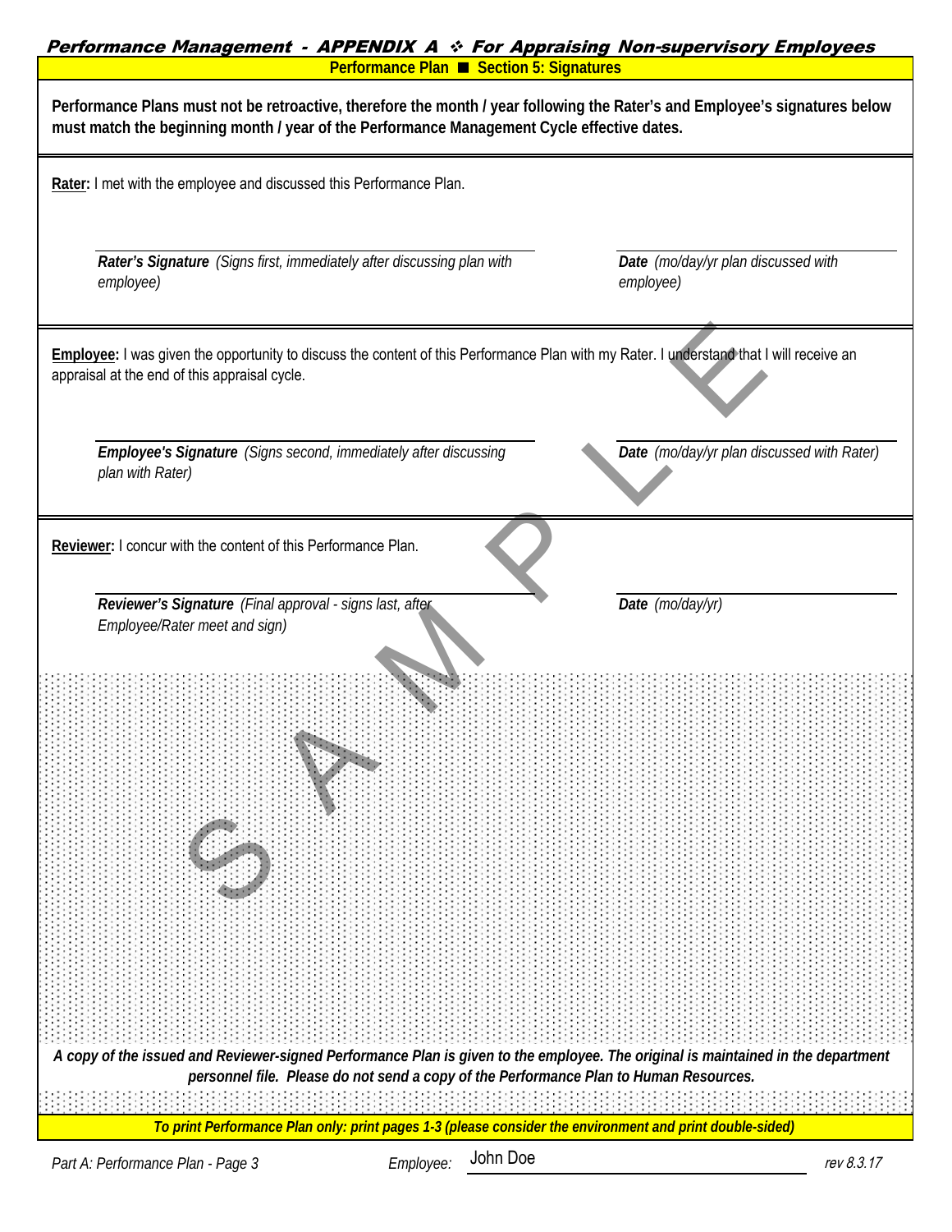## Performance Plan ■ Section 5: Signatures

**Performance Plans must not be retroactive, therefore the month / year following the Rater's and Employee's signatures below must match the beginning month / year of the Performance Management Cycle effective dates.**

**Rater:** I met with the employee and discussed this Performance Plan.

| | |
|---|---|
| ***Rater's Signature*** *(Signs first, immediately after discussing plan with employee)* | ***Date*** *(mo/day/yr plan discussed with employee)* |

**Employee:** I was given the opportunity to discuss the content of this Performance Plan with my Rater. I understand that I will receive an appraisal at the end of this appraisal cycle.

| | |
|---|---|
| ***Employee's Signature*** *(Signs second, immediately after discussing plan with Rater)* | ***Date*** *(mo/day/yr plan discussed with Rater)* |

**Reviewer:** I concur with the content of this Performance Plan.

| | |
|---|---|
| ***Reviewer's Signature*** *(Final approval - signs last, after Employee/Rater meet and sign)* | ***Date*** *(mo/day/yr)* |

SAMPLE

***A copy of the issued and Reviewer-signed Performance Plan is given to the employee. The original is maintained in the department personnel file. Please do not send a copy of the Performance Plan to Human Resources.***

***To print Performance Plan only: print pages 1-3 (please consider the environment and print double-sided)***

*Part A: Performance Plan - Page 3* *Employee:* John Doe *rev 8.3.17*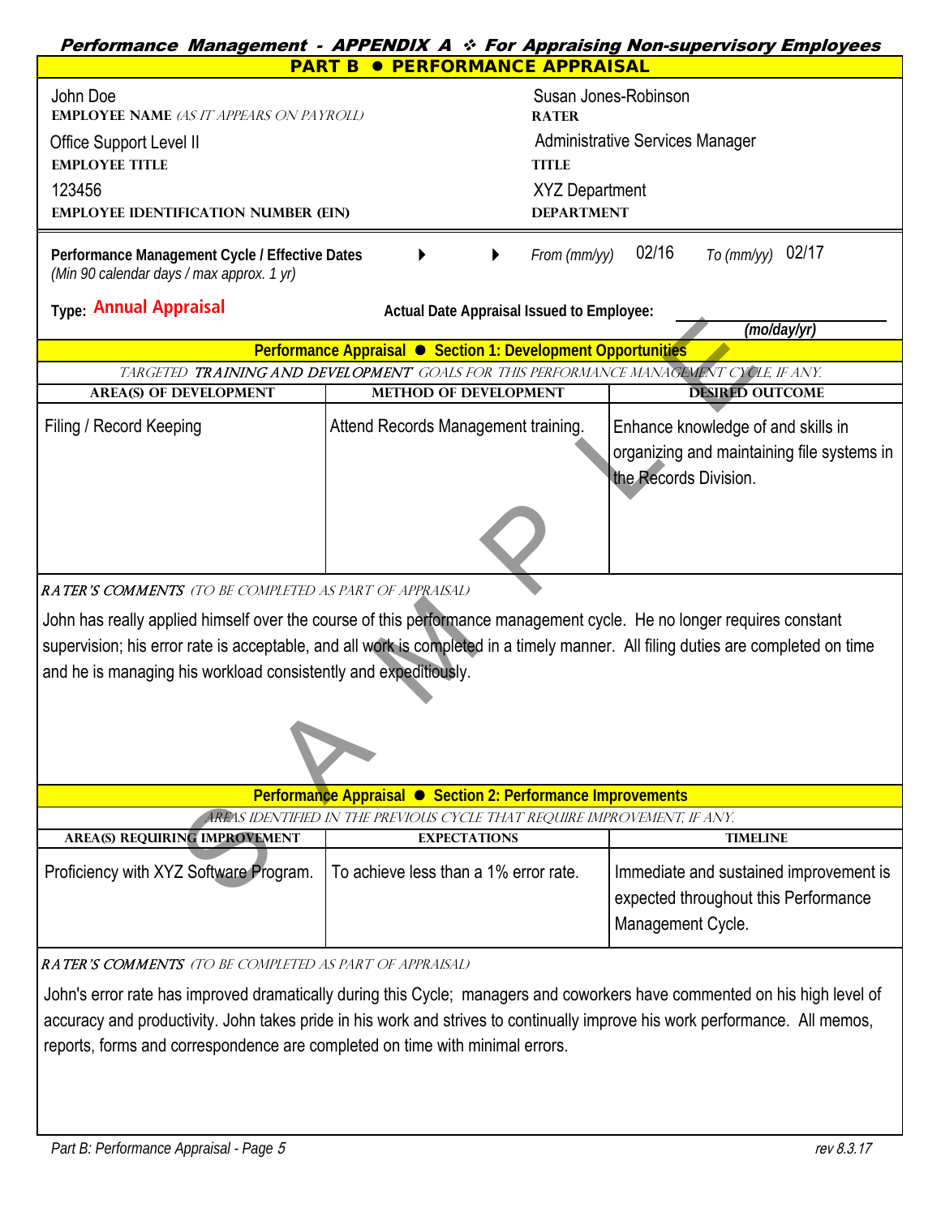*Performance Management - APPENDIX A ❖ For Appraising Non-supervisory Employees*

## PART B ● PERFORMANCE APPRAISAL

| | |
|---|---|
| John Doe<br>**EMPLOYEE NAME** *(AS IT APPEARS ON PAYROLL)* | Susan Jones-Robinson<br>**RATER** |
| Office Support Level II<br>**EMPLOYEE TITLE** | Administrative Services Manager<br>**TITLE** |
| 123456<br>**EMPLOYEE IDENTIFICATION NUMBER (EIN)** | XYZ Department<br>**DEPARTMENT** |

**Performance Management Cycle / Effective Dates** *(Min 90 calendar days / max approx. 1 yr)* ▶ ▶ *From (mm/yy)* 02/16 *To (mm/yy)* 02/17

**Type:** Annual Appraisal **Actual Date Appraisal Issued to Employee:** ____________ *(mo/day/yr)*

### Performance Appraisal ● Section 1: Development Opportunities

*TARGETED **TRAINING AND DEVELOPMENT** GOALS FOR THIS PERFORMANCE MANAGEMENT CYCLE, IF ANY.*

| AREA(S) OF DEVELOPMENT | METHOD OF DEVELOPMENT | DESIRED OUTCOME |
|---|---|---|
| Filing / Record Keeping | Attend Records Management training. | Enhance knowledge of and skills in organizing and maintaining file systems in the Records Division. |

***RATER'S COMMENTS*** *(TO BE COMPLETED AS PART OF APPRAISAL)*

John has really applied himself over the course of this performance management cycle. He no longer requires constant supervision; his error rate is acceptable, and all work is completed in a timely manner. All filing duties are completed on time and he is managing his workload consistently and expeditiously.

### Performance Appraisal ● Section 2: Performance Improvements

*AREAS IDENTIFIED IN THE PREVIOUS CYCLE THAT REQUIRE IMPROVEMENT, IF ANY.*

| AREA(S) REQUIRING IMPROVEMENT | EXPECTATIONS | TIMELINE |
|---|---|---|
| Proficiency with XYZ Software Program. | To achieve less than a 1% error rate. | Immediate and sustained improvement is expected throughout this Performance Management Cycle. |

***RATER'S COMMENTS*** *(TO BE COMPLETED AS PART OF APPRAISAL)*

John's error rate has improved dramatically during this Cycle; managers and coworkers have commented on his high level of accuracy and productivity. John takes pride in his work and strives to continually improve his work performance. All memos, reports, forms and correspondence are completed on time with minimal errors.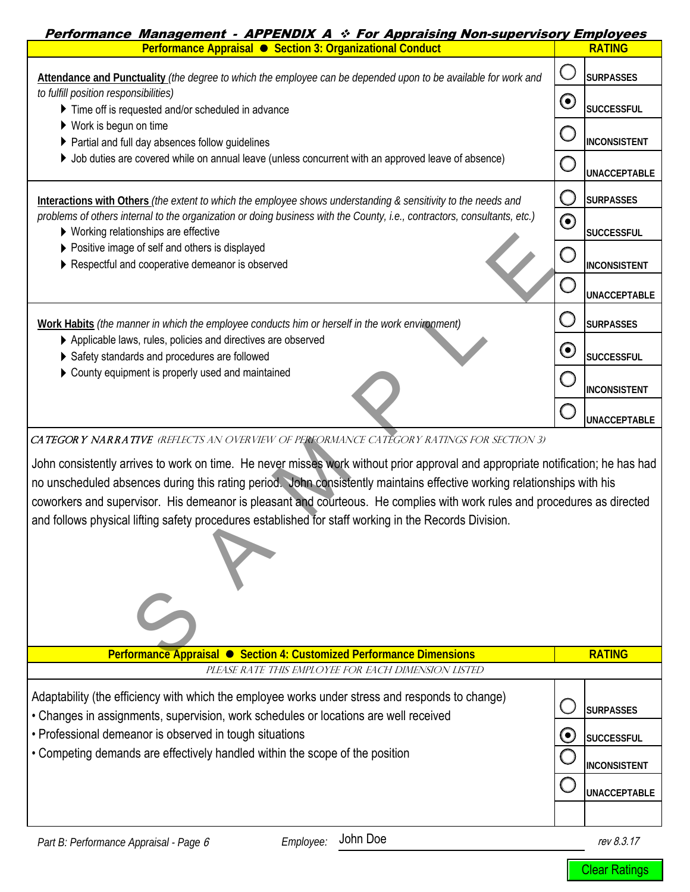***Performance Management - APPENDIX A ❖ For Appraising Non-supervisory Employees***

| Performance Appraisal ● Section 3: Organizational Conduct | RATING |
|---|---|
| **Attendance and Punctuality** *(the degree to which the employee can be depended upon to be available for work and to fulfill position responsibilities)*<br>▶ Time off is requested and/or scheduled in advance<br>▶ Work is begun on time<br>▶ Partial and full day absences follow guidelines<br>▶ Job duties are covered while on annual leave (unless concurrent with an approved leave of absence) | ○ SURPASSES<br>◉ SUCCESSFUL<br>○ INCONSISTENT<br>○ UNACCEPTABLE |
| **Interactions with Others** *(the extent to which the employee shows understanding & sensitivity to the needs and problems of others internal to the organization or doing business with the County, i.e., contractors, consultants, etc.)*<br>▶ Working relationships are effective<br>▶ Positive image of self and others is displayed<br>▶ Respectful and cooperative demeanor is observed | ○ SURPASSES<br>◉ SUCCESSFUL<br>○ INCONSISTENT<br>○ UNACCEPTABLE |
| **Work Habits** *(the manner in which the employee conducts him or herself in the work environment)*<br>▶ Applicable laws, rules, policies and directives are observed<br>▶ Safety standards and procedures are followed<br>▶ County equipment is properly used and maintained | ○ SURPASSES<br>◉ SUCCESSFUL<br>○ INCONSISTENT<br>○ UNACCEPTABLE |

*CATEGORY NARRATIVE (REFLECTS AN OVERVIEW OF PERFORMANCE CATEGORY RATINGS FOR SECTION 3)*

John consistently arrives to work on time. He never misses work without prior approval and appropriate notification; he has had no unscheduled absences during this rating period. John consistently maintains effective working relationships with his coworkers and supervisor. His demeanor is pleasant and courteous. He complies with work rules and procedures as directed and follows physical lifting safety procedures established for staff working in the Records Division.

| Performance Appraisal ● Section 4: Customized Performance Dimensions | RATING |
|---|---|
| *PLEASE RATE THIS EMPLOYEE FOR EACH DIMENSION LISTED* | |
| Adaptability (the efficiency with which the employee works under stress and responds to change)<br>• Changes in assignments, supervision, work schedules or locations are well received<br>• Professional demeanor is observed in tough situations<br>• Competing demands are effectively handled within the scope of the position | ○ SURPASSES<br>◉ SUCCESSFUL<br>○ INCONSISTENT<br>○ UNACCEPTABLE |

*Part B: Performance Appraisal - Page 6* *Employee:* John Doe *rev 8.3.17*

Clear Ratings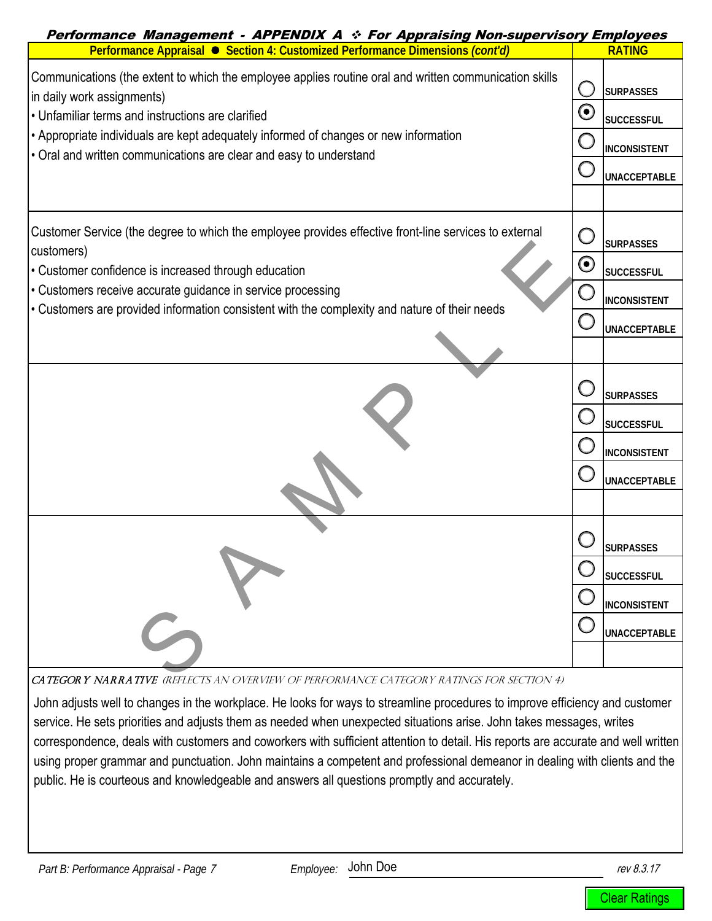***Performance Management - APPENDIX A ❖ For Appraising Non-supervisory Employees***

| **Performance Appraisal ● Section 4: Customized Performance Dimensions *(cont'd)*** | **RATING** |
|---|---|
| Communications (the extent to which the employee applies routine oral and written communication skills in daily work assignments)<br>• Unfamiliar terms and instructions are clarified<br>• Appropriate individuals are kept adequately informed of changes or new information<br>• Oral and written communications are clear and easy to understand | ○ SURPASSES<br>◉ SUCCESSFUL<br>○ INCONSISTENT<br>○ UNACCEPTABLE |
| Customer Service (the degree to which the employee provides effective front-line services to external customers)<br>• Customer confidence is increased through education<br>• Customers receive accurate guidance in service processing<br>• Customers are provided information consistent with the complexity and nature of their needs | ○ SURPASSES<br>◉ SUCCESSFUL<br>○ INCONSISTENT<br>○ UNACCEPTABLE |
| | ○ SURPASSES<br>○ SUCCESSFUL<br>○ INCONSISTENT<br>○ UNACCEPTABLE |
| | ○ SURPASSES<br>○ SUCCESSFUL<br>○ INCONSISTENT<br>○ UNACCEPTABLE |

*CATEGORY NARRATIVE (REFLECTS AN OVERVIEW OF PERFORMANCE CATEGORY RATINGS FOR SECTION 4)*

John adjusts well to changes in the workplace. He looks for ways to streamline procedures to improve efficiency and customer service. He sets priorities and adjusts them as needed when unexpected situations arise. John takes messages, writes correspondence, deals with customers and coworkers with sufficient attention to detail. His reports are accurate and well written using proper grammar and punctuation. John maintains a competent and professional demeanor in dealing with clients and the public. He is courteous and knowledgeable and answers all questions promptly and accurately.

*Part B: Performance Appraisal - Page 7* *Employee:* John Doe *rev 8.3.17*

Clear Ratings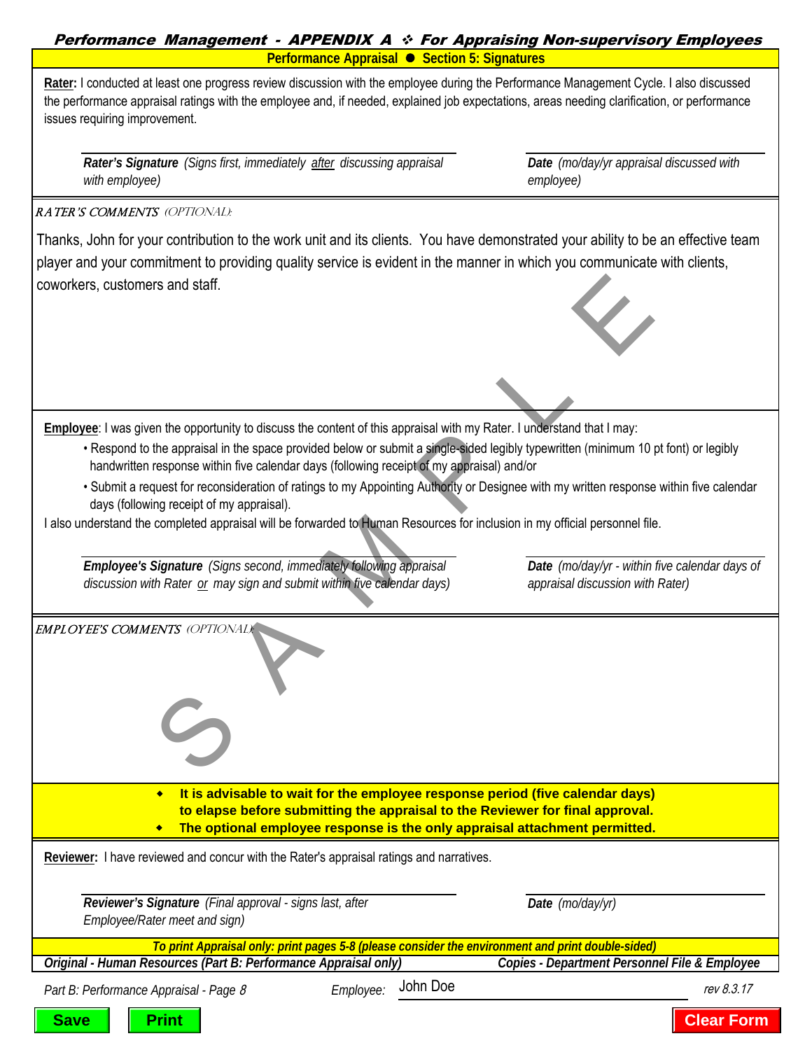***Performance Management - APPENDIX A ❖ For Appraising Non-supervisory Employees***

**Performance Appraisal ● Section 5: Signatures**

**Rater:** I conducted at least one progress review discussion with the employee during the Performance Management Cycle. I also discussed the performance appraisal ratings with the employee and, if needed, explained job expectations, areas needing clarification, or performance issues requiring improvement.

| | |
|---|---|
| ***Rater's Signature*** *(Signs first, immediately after discussing appraisal with employee)* | ***Date*** *(mo/day/yr appraisal discussed with employee)* |

*RATER'S COMMENTS (OPTIONAL):*

Thanks, John for your contribution to the work unit and its clients. You have demonstrated your ability to be an effective team player and your commitment to providing quality service is evident in the manner in which you communicate with clients, coworkers, customers and staff.

**Employee**: I was given the opportunity to discuss the content of this appraisal with my Rater. I understand that I may:

- Respond to the appraisal in the space provided below or submit a single-sided legibly typewritten (minimum 10 pt font) or legibly handwritten response within five calendar days (following receipt of my appraisal) and/or
- Submit a request for reconsideration of ratings to my Appointing Authority or Designee with my written response within five calendar days (following receipt of my appraisal).

I also understand the completed appraisal will be forwarded to Human Resources for inclusion in my official personnel file.

| | |
|---|---|
| ***Employee's Signature*** *(Signs second, immediately following appraisal discussion with Rater or may sign and submit within five calendar days)* | ***Date*** *(mo/day/yr - within five calendar days of appraisal discussion with Rater)* |

*EMPLOYEE'S COMMENTS (OPTIONAL):*

- **It is advisable to wait for the employee response period (five calendar days) to elapse before submitting the appraisal to the Reviewer for final approval.**
- **The optional employee response is the only appraisal attachment permitted.**

**Reviewer:** I have reviewed and concur with the Rater's appraisal ratings and narratives.

| | |
|---|---|
| ***Reviewer's Signature*** *(Final approval - signs last, after Employee/Rater meet and sign)* | ***Date*** *(mo/day/yr)* |

***To print Appraisal only: print pages 5-8 (please consider the environment and print double-sided)***

***Original - Human Resources (Part B: Performance Appraisal only)*** ***Copies - Department Personnel File & Employee***

*Part B: Performance Appraisal - Page 8* *Employee:* John Doe *rev 8.3.17*

Save Print Clear Form